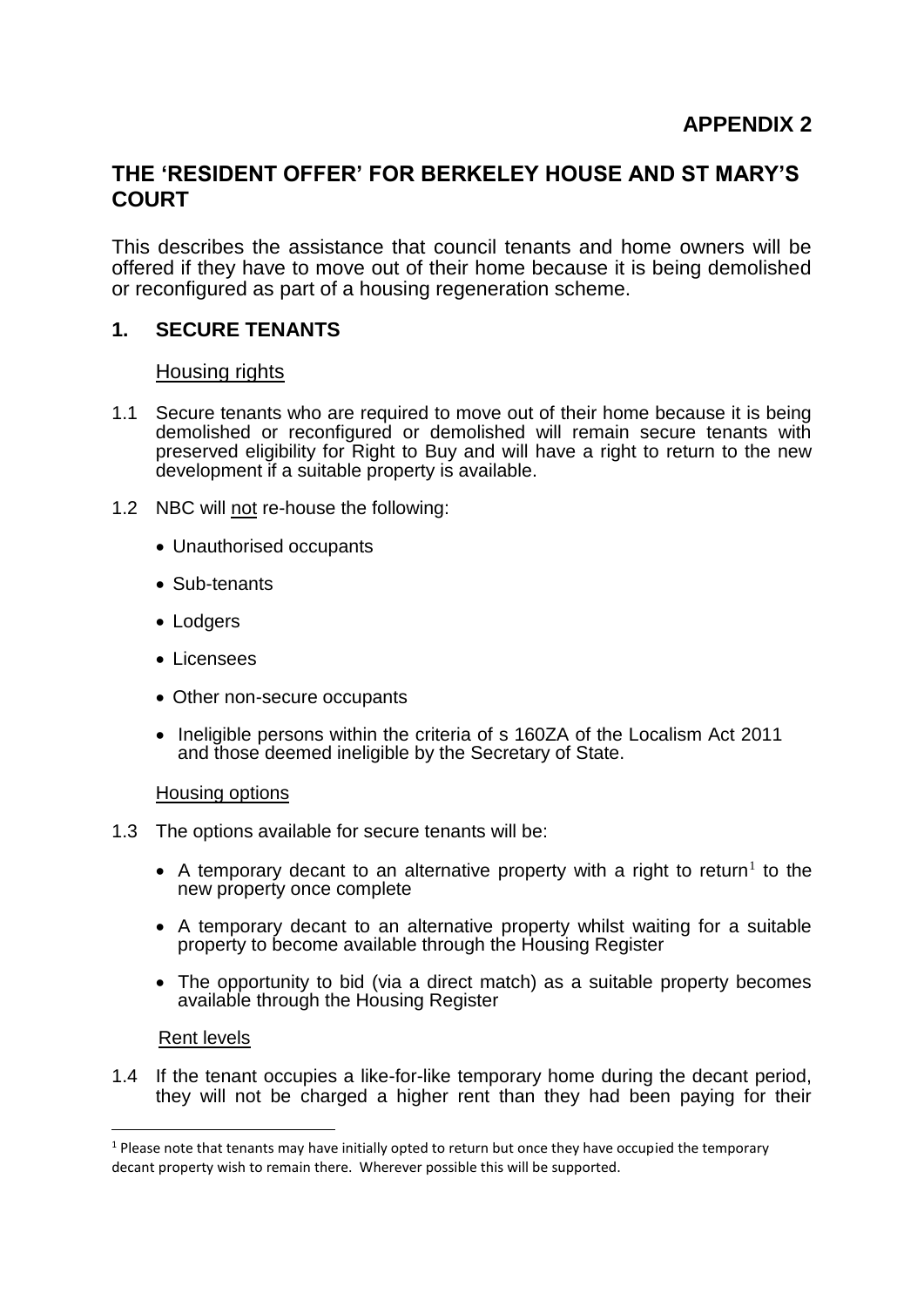**APPENDIX 2**

# THE 'RESIDENT OFFER' FOR BERKELEY HOUSE AND ST MARY'S COURT

This describes the assistance that council tenants and home owners will be offered if they have to move out of their home because it is being demolished or reconfigured as part of a housing regeneration scheme.

## 1. SECURE TENANTS

Housing rights

1.1 Secure tenants who are required to move out of their home because it is being demolished or reconfigured or demolished will remain secure tenants with preserved eligibility for Right to Buy and will have a right to return to the new development if a suitable property is available.

1.2 NBC will not re-house the following:

- Unauthorised occupants
- Sub-tenants
- Lodgers
- Licensees
- Other non-secure occupants
- Ineligible persons within the criteria of s 160ZA of the Localism Act 2011 and those deemed ineligible by the Secretary of State.

Housing options

1.3 The options available for secure tenants will be:

- A temporary decant to an alternative property with a right to return[1] to the new property once complete
- A temporary decant to an alternative property whilst waiting for a suitable property to become available through the Housing Register
- The opportunity to bid (via a direct match) as a suitable property becomes available through the Housing Register

Rent levels

1.4 If the tenant occupies a like-for-like temporary home during the decant period, they will not be charged a higher rent than they had been paying for their

[1] Please note that tenants may have initially opted to return but once they have occupied the temporary decant property wish to remain there. Wherever possible this will be supported.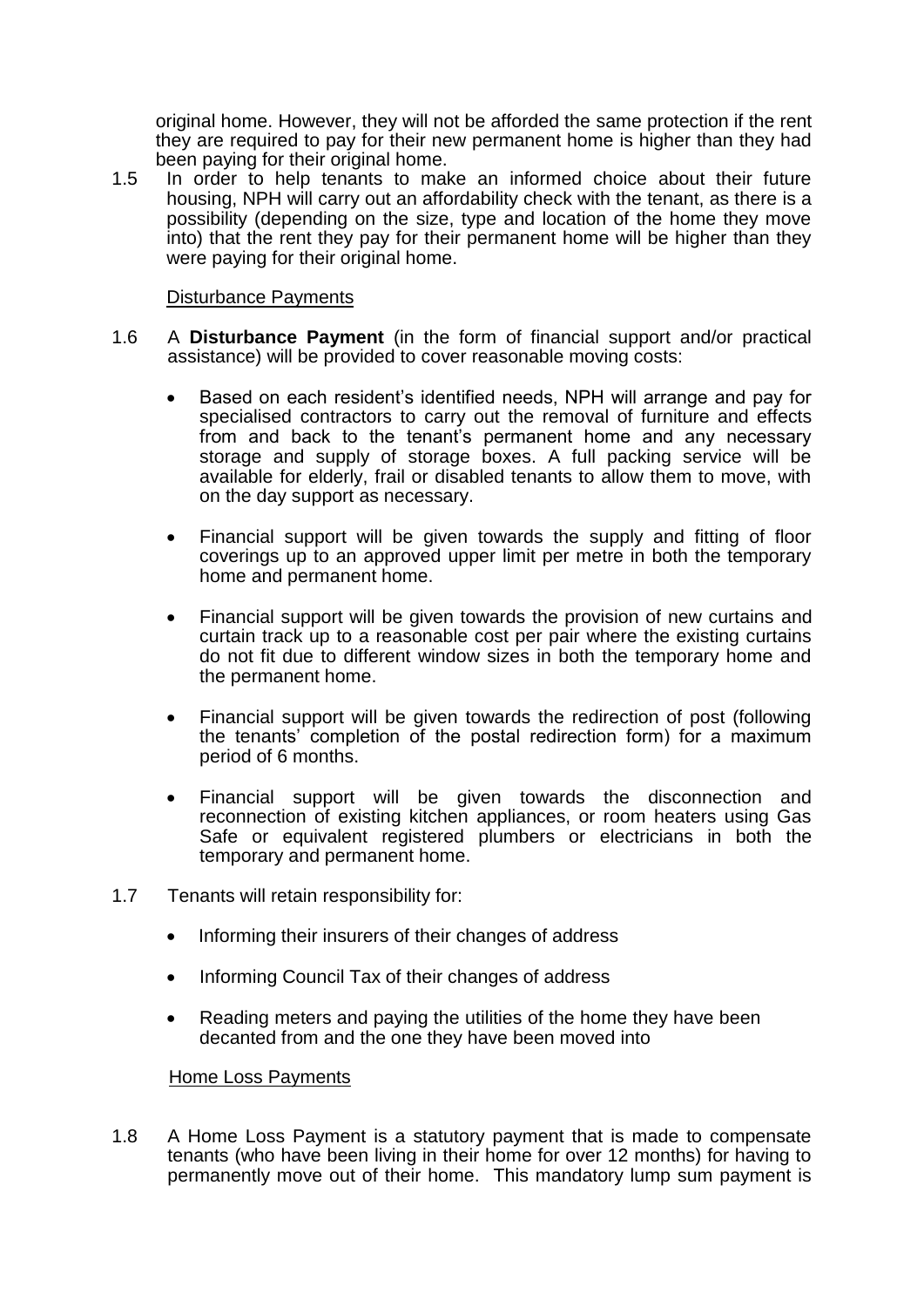original home. However, they will not be afforded the same protection if the rent they are required to pay for their new permanent home is higher than they had been paying for their original home.

1.5 In order to help tenants to make an informed choice about their future housing, NPH will carry out an affordability check with the tenant, as there is a possibility (depending on the size, type and location of the home they move into) that the rent they pay for their permanent home will be higher than they were paying for their original home.

Disturbance Payments

1.6 A **Disturbance Payment** (in the form of financial support and/or practical assistance) will be provided to cover reasonable moving costs:

- Based on each resident's identified needs, NPH will arrange and pay for specialised contractors to carry out the removal of furniture and effects from and back to the tenant's permanent home and any necessary storage and supply of storage boxes. A full packing service will be available for elderly, frail or disabled tenants to allow them to move, with on the day support as necessary.

- Financial support will be given towards the supply and fitting of floor coverings up to an approved upper limit per metre in both the temporary home and permanent home.

- Financial support will be given towards the provision of new curtains and curtain track up to a reasonable cost per pair where the existing curtains do not fit due to different window sizes in both the temporary home and the permanent home.

- Financial support will be given towards the redirection of post (following the tenants' completion of the postal redirection form) for a maximum period of 6 months.

- Financial support will be given towards the disconnection and reconnection of existing kitchen appliances, or room heaters using Gas Safe or equivalent registered plumbers or electricians in both the temporary and permanent home.

1.7 Tenants will retain responsibility for:

- Informing their insurers of their changes of address

- Informing Council Tax of their changes of address

- Reading meters and paying the utilities of the home they have been decanted from and the one they have been moved into

Home Loss Payments

1.8 A Home Loss Payment is a statutory payment that is made to compensate tenants (who have been living in their home for over 12 months) for having to permanently move out of their home. This mandatory lump sum payment is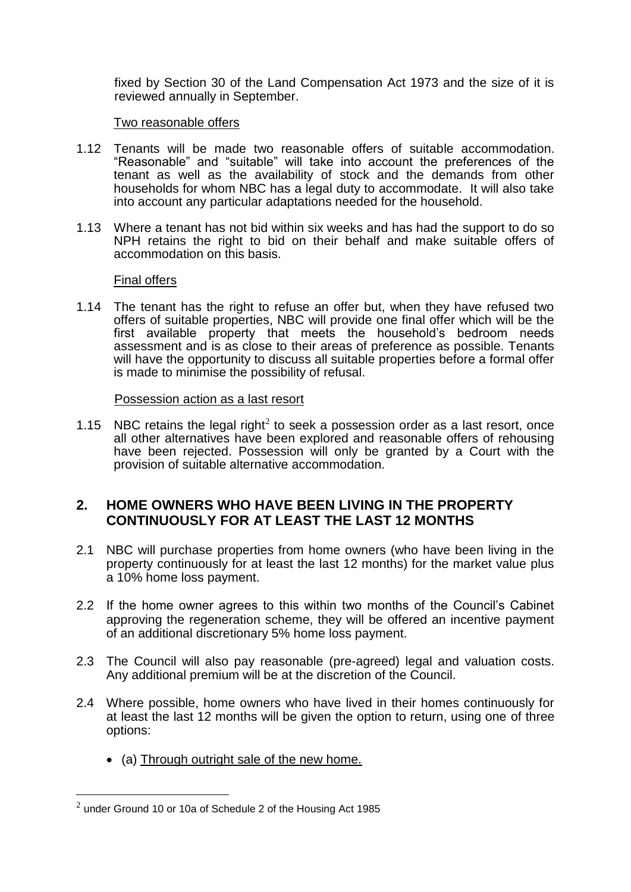fixed by Section 30 of the Land Compensation Act 1973 and the size of it is reviewed annually in September.

Two reasonable offers

1.12 Tenants will be made two reasonable offers of suitable accommodation. "Reasonable" and "suitable" will take into account the preferences of the tenant as well as the availability of stock and the demands from other households for whom NBC has a legal duty to accommodate. It will also take into account any particular adaptations needed for the household.

1.13 Where a tenant has not bid within six weeks and has had the support to do so NPH retains the right to bid on their behalf and make suitable offers of accommodation on this basis.

Final offers

1.14 The tenant has the right to refuse an offer but, when they have refused two offers of suitable properties, NBC will provide one final offer which will be the first available property that meets the household's bedroom needs assessment and is as close to their areas of preference as possible. Tenants will have the opportunity to discuss all suitable properties before a formal offer is made to minimise the possibility of refusal.

Possession action as a last resort

1.15 NBC retains the legal right[2] to seek a possession order as a last resort, once all other alternatives have been explored and reasonable offers of rehousing have been rejected. Possession will only be granted by a Court with the provision of suitable alternative accommodation.

## 2. HOME OWNERS WHO HAVE BEEN LIVING IN THE PROPERTY CONTINUOUSLY FOR AT LEAST THE LAST 12 MONTHS

2.1 NBC will purchase properties from home owners (who have been living in the property continuously for at least the last 12 months) for the market value plus a 10% home loss payment.

2.2 If the home owner agrees to this within two months of the Council's Cabinet approving the regeneration scheme, they will be offered an incentive payment of an additional discretionary 5% home loss payment.

2.3 The Council will also pay reasonable (pre-agreed) legal and valuation costs. Any additional premium will be at the discretion of the Council.

2.4 Where possible, home owners who have lived in their homes continuously for at least the last 12 months will be given the option to return, using one of three options:

- (a) Through outright sale of the new home.

[2] under Ground 10 or 10a of Schedule 2 of the Housing Act 1985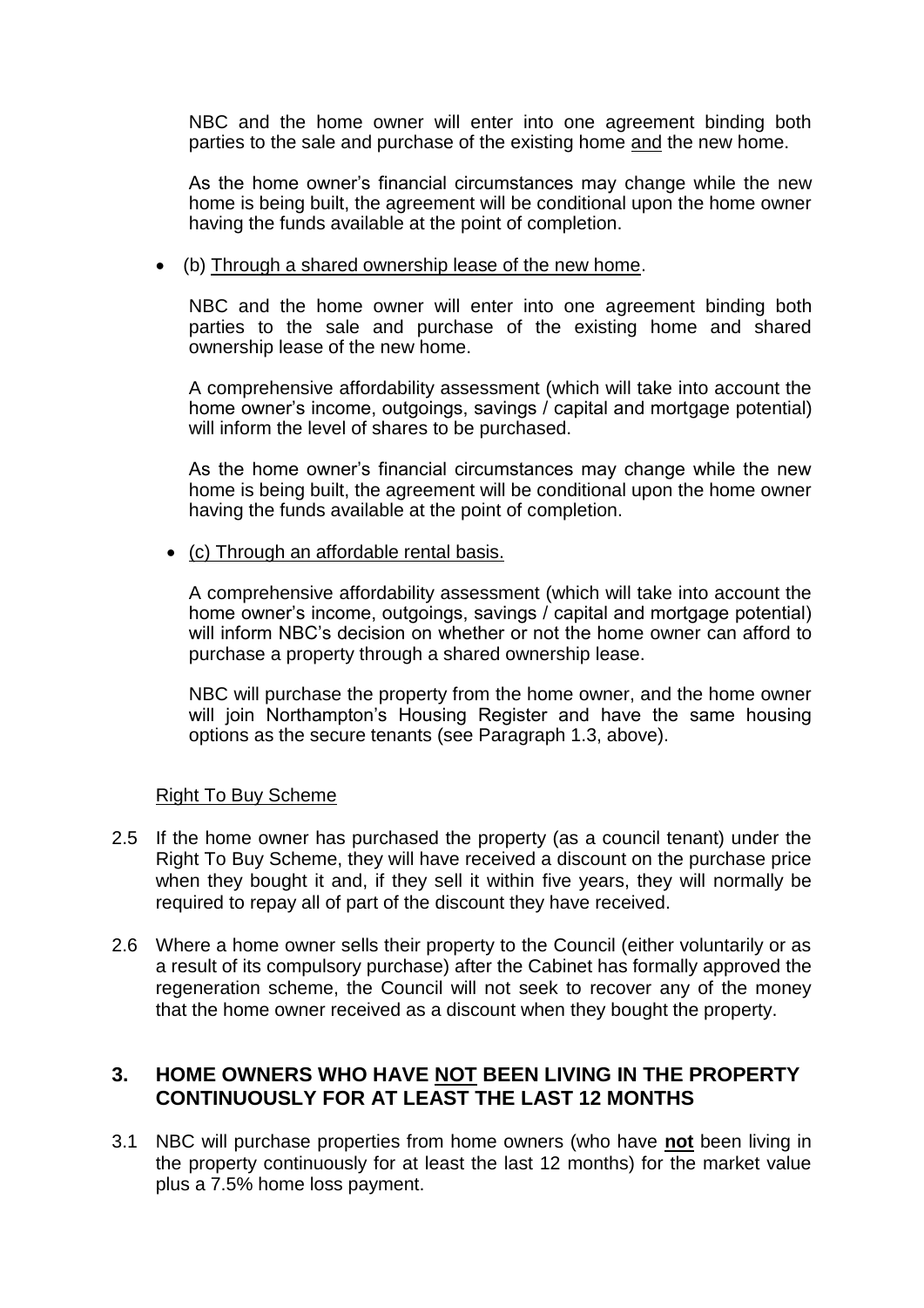NBC and the home owner will enter into one agreement binding both parties to the sale and purchase of the existing home and the new home.

As the home owner's financial circumstances may change while the new home is being built, the agreement will be conditional upon the home owner having the funds available at the point of completion.

- (b) Through a shared ownership lease of the new home.

  NBC and the home owner will enter into one agreement binding both parties to the sale and purchase of the existing home and shared ownership lease of the new home.

  A comprehensive affordability assessment (which will take into account the home owner's income, outgoings, savings / capital and mortgage potential) will inform the level of shares to be purchased.

  As the home owner's financial circumstances may change while the new home is being built, the agreement will be conditional upon the home owner having the funds available at the point of completion.

- (c) Through an affordable rental basis.

  A comprehensive affordability assessment (which will take into account the home owner's income, outgoings, savings / capital and mortgage potential) will inform NBC's decision on whether or not the home owner can afford to purchase a property through a shared ownership lease.

  NBC will purchase the property from the home owner, and the home owner will join Northampton's Housing Register and have the same housing options as the secure tenants (see Paragraph 1.3, above).

Right To Buy Scheme

2.5 If the home owner has purchased the property (as a council tenant) under the Right To Buy Scheme, they will have received a discount on the purchase price when they bought it and, if they sell it within five years, they will normally be required to repay all of part of the discount they have received.

2.6 Where a home owner sells their property to the Council (either voluntarily or as a result of its compulsory purchase) after the Cabinet has formally approved the regeneration scheme, the Council will not seek to recover any of the money that the home owner received as a discount when they bought the property.

## 3. HOME OWNERS WHO HAVE NOT BEEN LIVING IN THE PROPERTY CONTINUOUSLY FOR AT LEAST THE LAST 12 MONTHS

3.1 NBC will purchase properties from home owners (who have **not** been living in the property continuously for at least the last 12 months) for the market value plus a 7.5% home loss payment.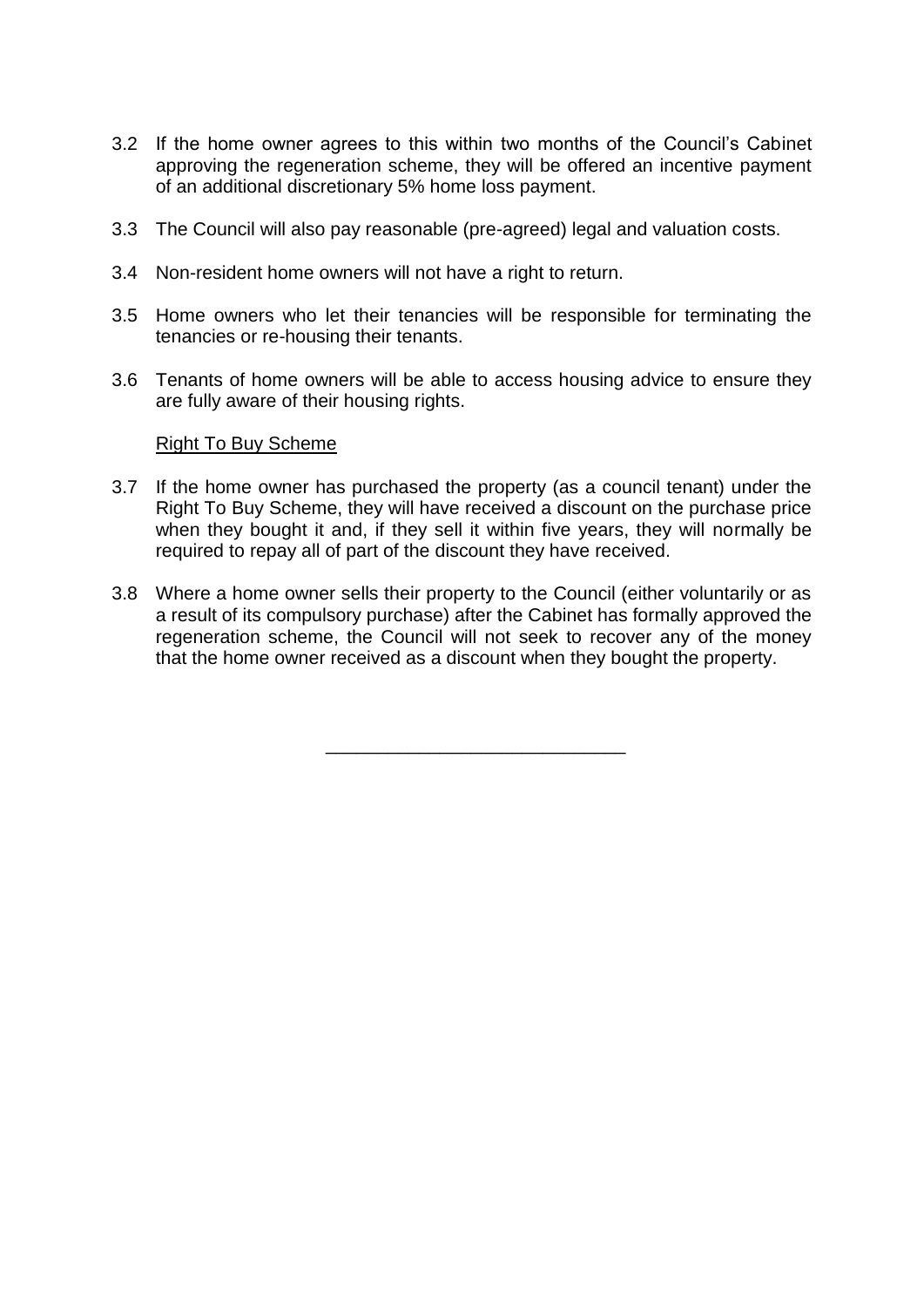3.2 If the home owner agrees to this within two months of the Council's Cabinet approving the regeneration scheme, they will be offered an incentive payment of an additional discretionary 5% home loss payment.

3.3 The Council will also pay reasonable (pre-agreed) legal and valuation costs.

3.4 Non-resident home owners will not have a right to return.

3.5 Home owners who let their tenancies will be responsible for terminating the tenancies or re-housing their tenants.

3.6 Tenants of home owners will be able to access housing advice to ensure they are fully aware of their housing rights.

<u>Right To Buy Scheme</u>

3.7 If the home owner has purchased the property (as a council tenant) under the Right To Buy Scheme, they will have received a discount on the purchase price when they bought it and, if they sell it within five years, they will normally be required to repay all of part of the discount they have received.

3.8 Where a home owner sells their property to the Council (either voluntarily or as a result of its compulsory purchase) after the Cabinet has formally approved the regeneration scheme, the Council will not seek to recover any of the money that the home owner received as a discount when they bought the property.

\_\_\_\_\_\_\_\_\_\_\_\_\_\_\_\_\_\_\_\_\_\_\_\_\_\_\_\_\_\_